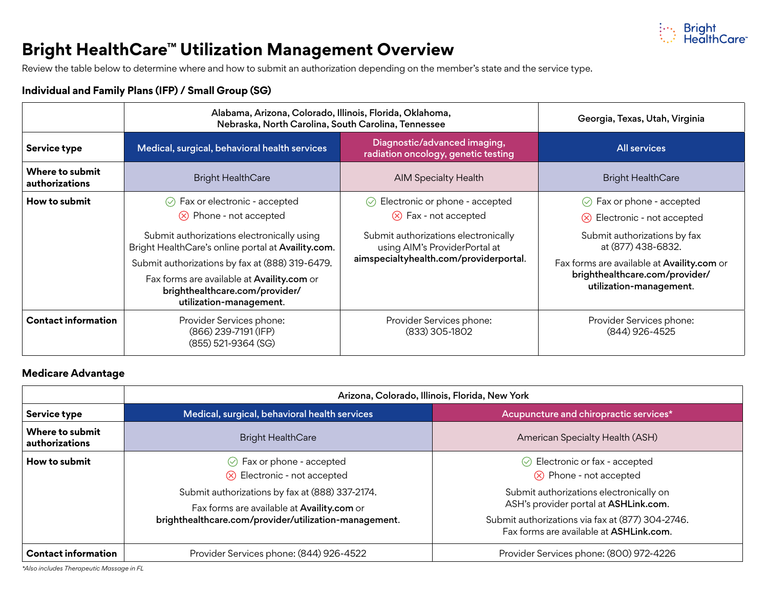# Bright HealthCare™ Utilization Management Overview

Review the table below to determine where and how to submit an authorization depending on the member's state and the service type.

## Individual and Family Plans (IFP) / Small Group (SG)

| | Alabama, Arizona, Colorado, Illinois, Florida, Oklahoma, Nebraska, North Carolina, South Carolina, Tennessee | | Georgia, Texas, Utah, Virginia |
|---|---|---|---|
| **Service type** | Medical, surgical, behavioral health services | Diagnostic/advanced imaging, radiation oncology, genetic testing | All services |
| **Where to submit authorizations** | Bright HealthCare | AIM Specialty Health | Bright HealthCare |
| **How to submit** | ✓ Fax or electronic - accepted<br>✗ Phone - not accepted<br><br>Submit authorizations electronically using Bright HealthCare's online portal at **Availity.com**.<br><br>Submit authorizations by fax at (888) 319-6479.<br><br>Fax forms are available at **Availity.com** or **brighthealthcare.com/provider/utilization-management**. | ✓ Electronic or phone - accepted<br>✗ Fax - not accepted<br><br>Submit authorizations electronically using AIM's ProviderPortal at **aimspecialtyhealth.com/providerportal**. | ✓ Fax or phone - accepted<br>✗ Electronic - not accepted<br><br>Submit authorizations by fax at (877) 438-6832.<br><br>Fax forms are available at **Availity.com** or **brighthealthcare.com/provider/utilization-management**. |
| **Contact information** | Provider Services phone:<br>(866) 239-7191 (IFP)<br>(855) 521-9364 (SG) | Provider Services phone:<br>(833) 305-1802 | Provider Services phone:<br>(844) 926-4525 |

## Medicare Advantage

| | Arizona, Colorado, Illinois, Florida, New York | |
|---|---|---|
| **Service type** | Medical, surgical, behavioral health services | Acupuncture and chiropractic services* |
| **Where to submit authorizations** | Bright HealthCare | American Specialty Health (ASH) |
| **How to submit** | ✓ Fax or phone - accepted<br>✗ Electronic - not accepted<br><br>Submit authorizations by fax at (888) 337-2174.<br><br>Fax forms are available at **Availity.com** or **brighthealthcare.com/provider/utilization-management**. | ✓ Electronic or fax - accepted<br>✗ Phone - not accepted<br><br>Submit authorizations electronically on ASH's provider portal at **ASHLink.com**.<br><br>Submit authorizations via fax at (877) 304-2746. Fax forms are available at **ASHLink.com**. |
| **Contact information** | Provider Services phone: (844) 926-4522 | Provider Services phone: (800) 972-4226 |

*Also includes Therapeutic Massage in FL*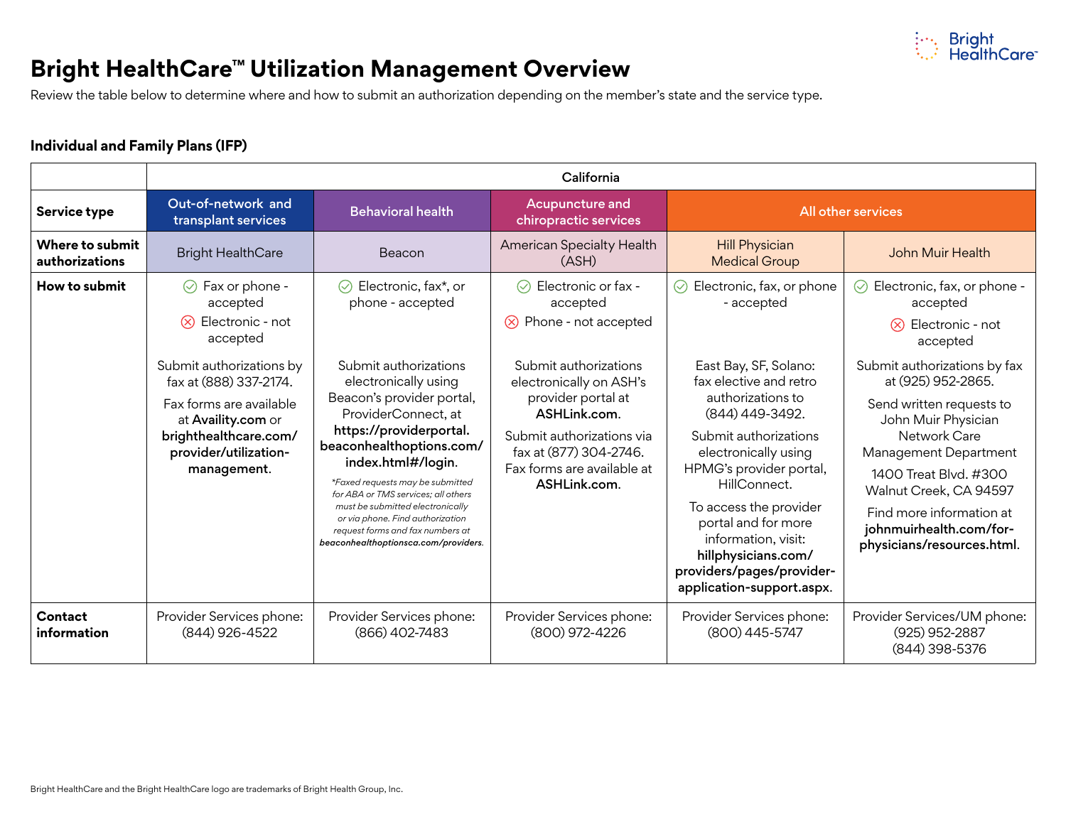# Bright HealthCare™ Utilization Management Overview

Review the table below to determine where and how to submit an authorization depending on the member's state and the service type.

### Individual and Family Plans (IFP)

| | California | | | | |
|---|---|---|---|---|---|
| **Service type** | Out-of-network and transplant services | Behavioral health | Acupuncture and chiropractic services | All other services | |
| **Where to submit authorizations** | Bright HealthCare | Beacon | American Specialty Health (ASH) | Hill Physician Medical Group | John Muir Health |
| **How to submit** | ✓ Fax or phone - accepted<br>✗ Electronic - not accepted<br><br>Submit authorizations by fax at (888) 337-2174.<br><br>Fax forms are available at **Availity.com** or **brighthealthcare.com/provider/utilization-management**. | ✓ Electronic, fax*, or phone - accepted<br><br>Submit authorizations electronically using Beacon's provider portal, ProviderConnect, at **https://providerportal.beaconhealthoptions.com/index.html#/login**.<br><br>*\*Faxed requests may be submitted for ABA or TMS services; all others must be submitted electronically or via phone. Find authorization request forms and fax numbers at **beaconhealthoptionsca.com/providers**.* | ✓ Electronic or fax - accepted<br>✗ Phone - not accepted<br><br>Submit authorizations electronically on ASH's provider portal at **ASHLink.com**.<br><br>Submit authorizations via fax at (877) 304-2746. Fax forms are available at **ASHLink.com**. | ✓ Electronic, fax, or phone - accepted<br><br>East Bay, SF, Solano: fax elective and retro authorizations to (844) 449-3492.<br><br>Submit authorizations electronically using HPMG's provider portal, HillConnect.<br><br>To access the provider portal and for more information, visit: **hillphysicians.com/providers/pages/provider-application-support.aspx**. | ✓ Electronic, fax, or phone - accepted<br>✗ Electronic - not accepted<br><br>Submit authorizations by fax at (925) 952-2865.<br><br>Send written requests to John Muir Physician Network Care Management Department<br><br>1400 Treat Blvd. #300<br>Walnut Creek, CA 94597<br><br>Find more information at **johnmuirhealth.com/for-physicians/resources.html**. |
| **Contact information** | Provider Services phone: (844) 926-4522 | Provider Services phone: (866) 402-7483 | Provider Services phone: (800) 972-4226 | Provider Services phone: (800) 445-5747 | Provider Services/UM phone: (925) 952-2887<br>(844) 398-5376 |

Bright HealthCare and the Bright HealthCare logo are trademarks of Bright Health Group, Inc.